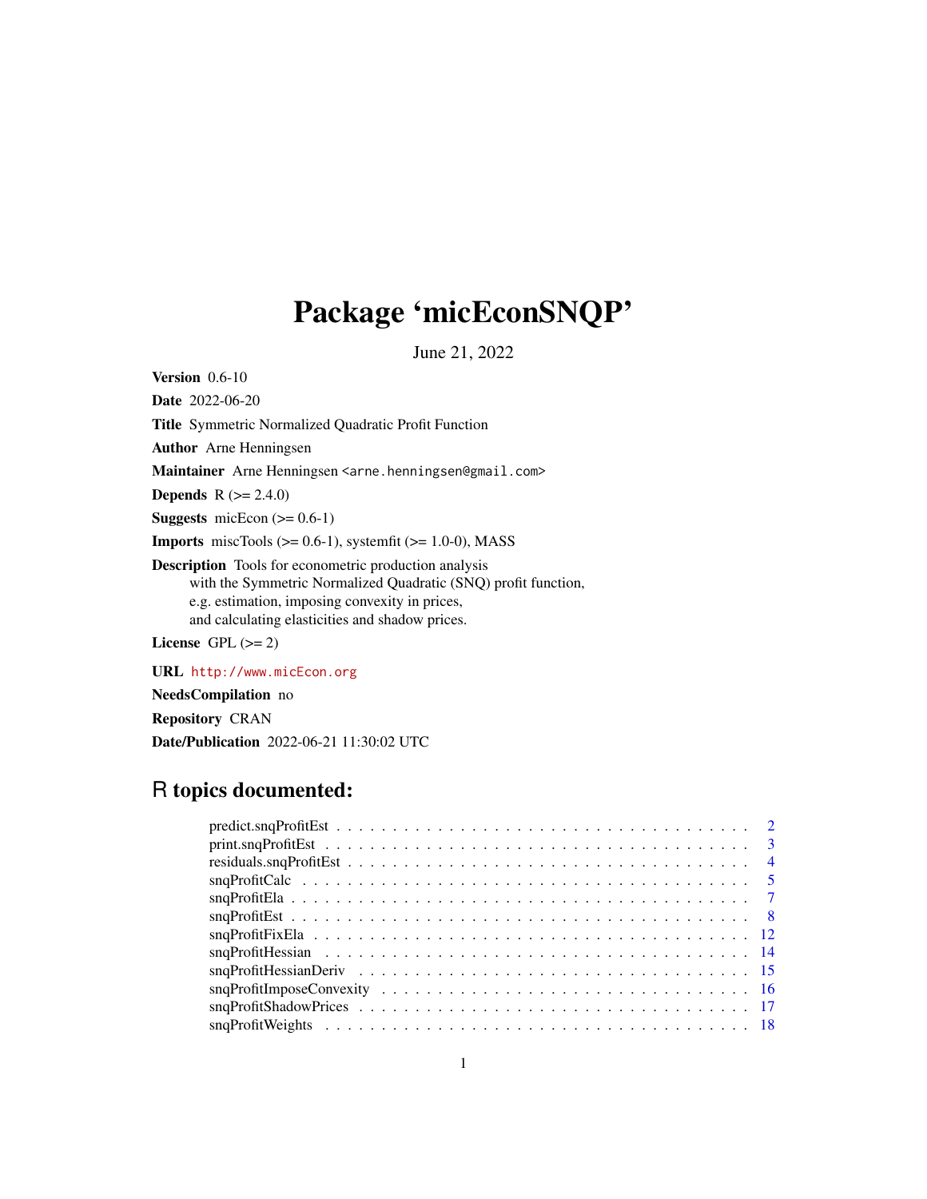# Package 'micEconSNQP'

June 21, 2022

**Version** 0.6-10

**Date** 2022-06-20

**Title** Symmetric Normalized Quadratic Profit Function

**Author** Arne Henningsen

**Maintainer** Arne Henningsen <arne.henningsen@gmail.com>

**Depends** R (>= 2.4.0)

**Suggests** micEcon (>= 0.6-1)

**Imports** miscTools (>= 0.6-1), systemfit (>= 1.0-0), MASS

**Description** Tools for econometric production analysis
with the Symmetric Normalized Quadratic (SNQ) profit function,
e.g. estimation, imposing convexity in prices,
and calculating elasticities and shadow prices.

**License** GPL (>= 2)

**URL** http://www.micEcon.org

**NeedsCompilation** no

**Repository** CRAN

**Date/Publication** 2022-06-21 11:30:02 UTC

## R topics documented:

- predict.snqProfitEst . . . . . . . . . . 2
- print.snqProfitEst . . . . . . . . . . 3
- residuals.snqProfitEst . . . . . . . . . . 4
- snqProfitCalc . . . . . . . . . . 5
- snqProfitEla . . . . . . . . . . 7
- snqProfitEst . . . . . . . . . . 8
- snqProfitFixEla . . . . . . . . . . 12
- snqProfitHessian . . . . . . . . . . 14
- snqProfitHessianDeriv . . . . . . . . . . 15
- snqProfitImposeConvexity . . . . . . . . . . 16
- snqProfitShadowPrices . . . . . . . . . . 17
- snqProfitWeights . . . . . . . . . . 18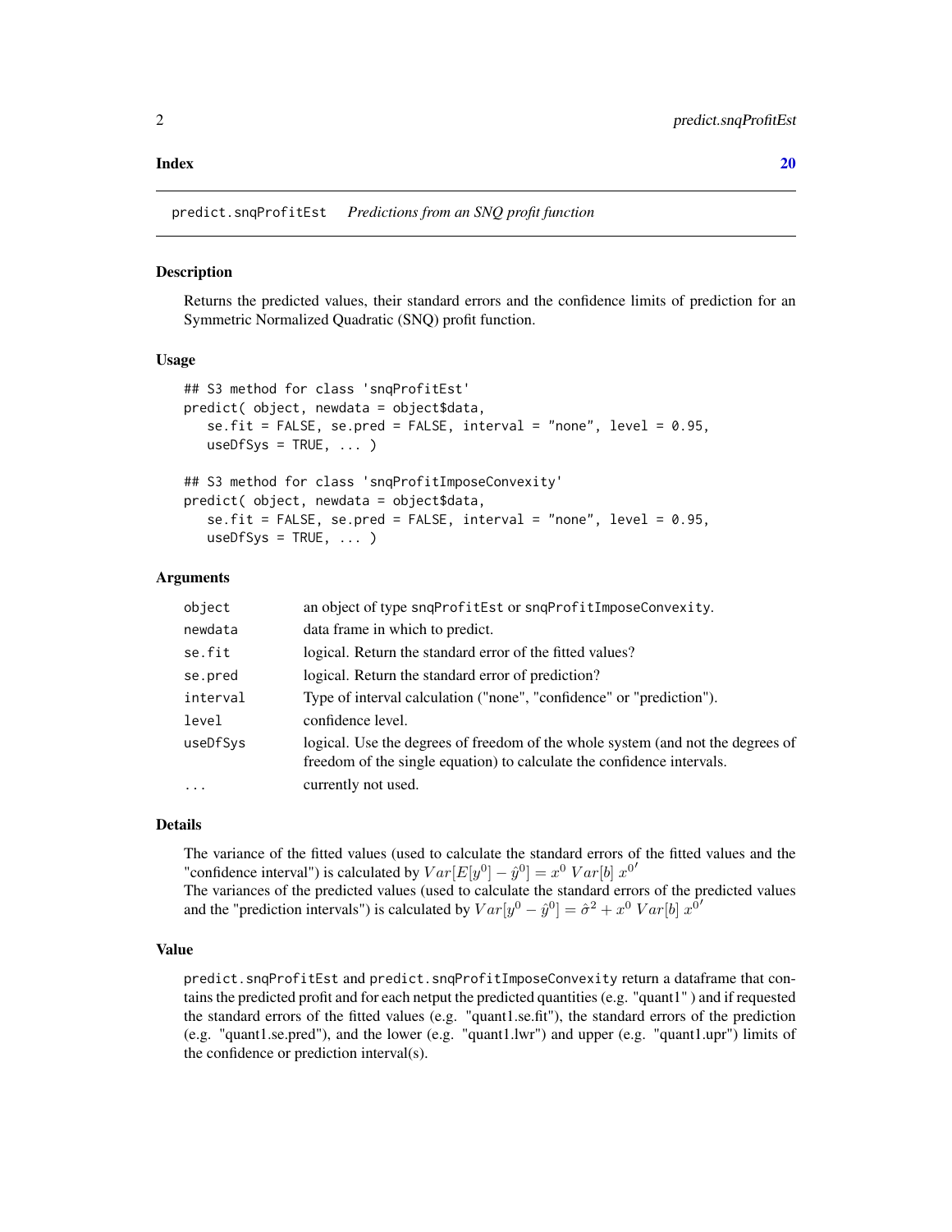**Index** 20

---

predict.snqProfitEst *Predictions from an SNQ profit function*

---

### Description

Returns the predicted values, their standard errors and the confidence limits of prediction for an Symmetric Normalized Quadratic (SNQ) profit function.

### Usage

```
## S3 method for class 'snqProfitEst'
predict( object, newdata = object$data,
   se.fit = FALSE, se.pred = FALSE, interval = "none", level = 0.95,
   useDfSys = TRUE, ... )

## S3 method for class 'snqProfitImposeConvexity'
predict( object, newdata = object$data,
   se.fit = FALSE, se.pred = FALSE, interval = "none", level = 0.95,
   useDfSys = TRUE, ... )
```

### Arguments

| | |
|---|---|
| `object` | an object of type `snqProfitEst` or `snqProfitImposeConvexity`. |
| `newdata` | data frame in which to predict. |
| `se.fit` | logical. Return the standard error of the fitted values? |
| `se.pred` | logical. Return the standard error of prediction? |
| `interval` | Type of interval calculation ("none", "confidence" or "prediction"). |
| `level` | confidence level. |
| `useDfSys` | logical. Use the degrees of freedom of the whole system (and not the degrees of freedom of the single equation) to calculate the confidence intervals. |
| `...` | currently not used. |

### Details

The variance of the fitted values (used to calculate the standard errors of the fitted values and the "confidence interval") is calculated by $Var[E[y^0] - \hat{y}^0] = x^0 \; Var[b] \; x^{0'}$
The variances of the predicted values (used to calculate the standard errors of the predicted values and the "prediction intervals") is calculated by $Var[y^0 - \hat{y}^0] = \hat{\sigma}^2 + x^0 \; Var[b] \; x^{0'}$

### Value

`predict.snqProfitEst` and `predict.snqProfitImposeConvexity` return a dataframe that contains the predicted profit and for each netput the predicted quantities (e.g. "quant1" ) and if requested the standard errors of the fitted values (e.g. "quant1.se.fit"), the standard errors of the prediction (e.g. "quant1.se.pred"), and the lower (e.g. "quant1.lwr") and upper (e.g. "quant1.upr") limits of the confidence or prediction interval(s).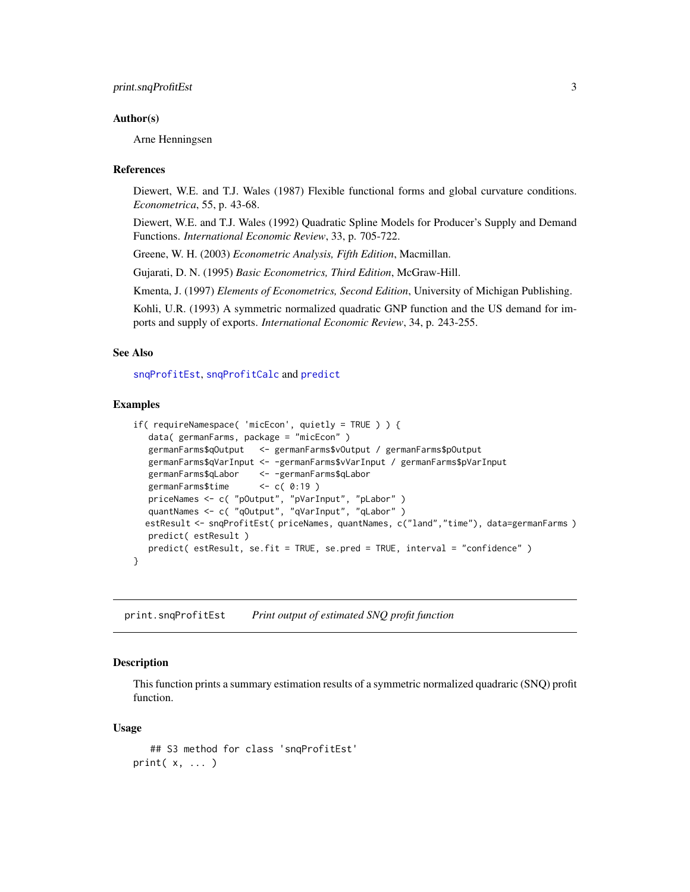## Author(s)

Arne Henningsen

## References

Diewert, W.E. and T.J. Wales (1987) Flexible functional forms and global curvature conditions. *Econometrica*, 55, p. 43-68.

Diewert, W.E. and T.J. Wales (1992) Quadratic Spline Models for Producer's Supply and Demand Functions. *International Economic Review*, 33, p. 705-722.

Greene, W. H. (2003) *Econometric Analysis, Fifth Edition*, Macmillan.

Gujarati, D. N. (1995) *Basic Econometrics, Third Edition*, McGraw-Hill.

Kmenta, J. (1997) *Elements of Econometrics, Second Edition*, University of Michigan Publishing.

Kohli, U.R. (1993) A symmetric normalized quadratic GNP function and the US demand for imports and supply of exports. *International Economic Review*, 34, p. 243-255.

## See Also

`snqProfitEst`, `snqProfitCalc` and `predict`

## Examples

```
if( requireNamespace( 'micEcon', quietly = TRUE ) ) {
   data( germanFarms, package = "micEcon" )
   germanFarms$qOutput   <- germanFarms$vOutput / germanFarms$pOutput
   germanFarms$qVarInput <- -germanFarms$vVarInput / germanFarms$pVarInput
   germanFarms$qLabor    <- -germanFarms$qLabor
   germanFarms$time      <- c( 0:19 )
   priceNames <- c( "pOutput", "pVarInput", "pLabor" )
   quantNames <- c( "qOutput", "qVarInput", "qLabor" )
  estResult <- snqProfitEst( priceNames, quantNames, c("land","time"), data=germanFarms )
   predict( estResult )
   predict( estResult, se.fit = TRUE, se.pred = TRUE, interval = "confidence" )
}
```

---

# print.snqProfitEst — *Print output of estimated SNQ profit function*

## Description

This function prints a summary estimation results of a symmetric normalized quadraric (SNQ) profit function.

## Usage

```
   ## S3 method for class 'snqProfitEst'
print( x, ... )
```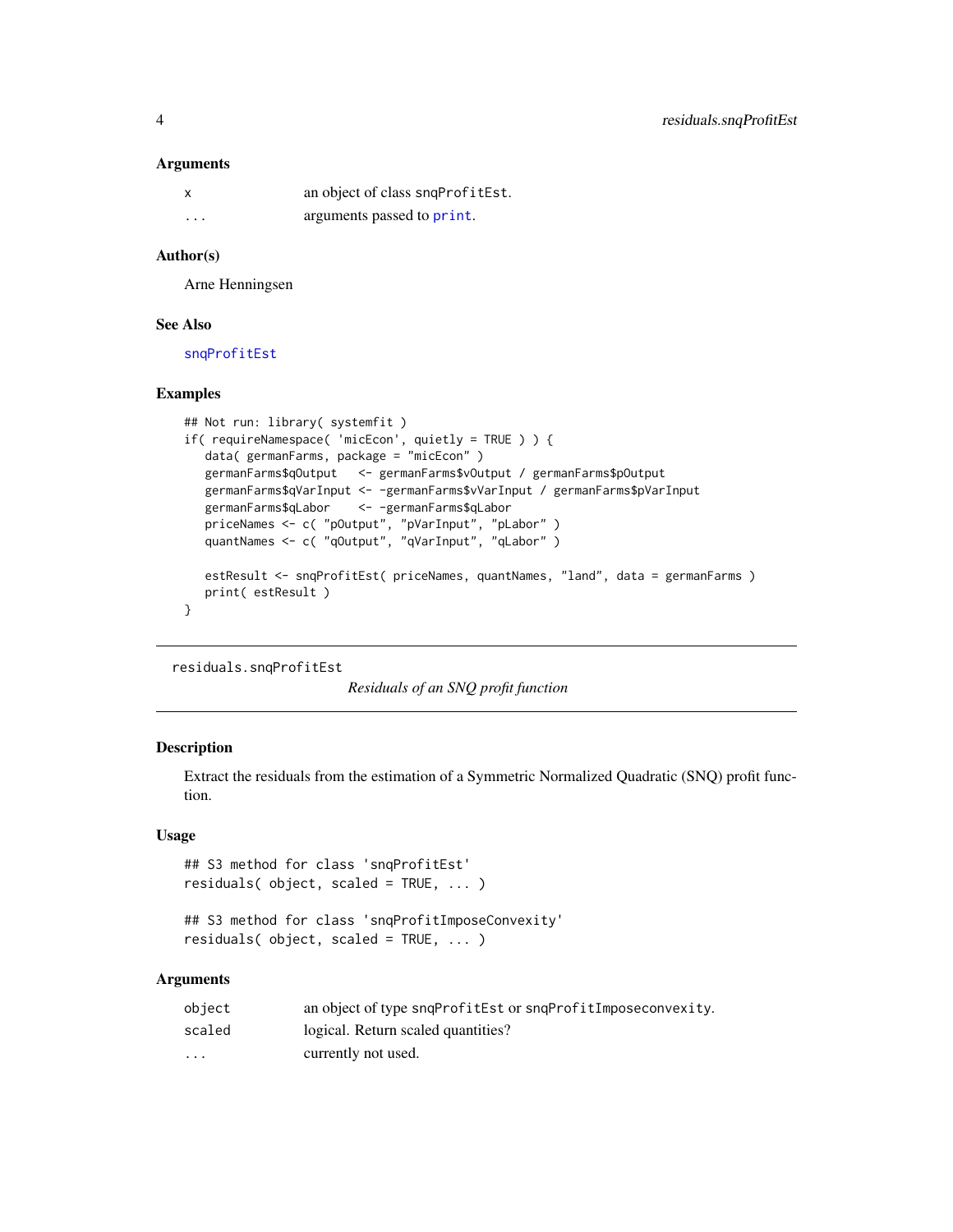### Arguments

| | |
|---|---|
| x | an object of class snqProfitEst. |
| ... | arguments passed to print. |

### Author(s)

Arne Henningsen

### See Also

snqProfitEst

### Examples

```
## Not run: library( systemfit )
if( requireNamespace( 'micEcon', quietly = TRUE ) ) {
   data( germanFarms, package = "micEcon" )
   germanFarms$qOutput   <- germanFarms$vOutput / germanFarms$pOutput
   germanFarms$qVarInput <- -germanFarms$vVarInput / germanFarms$pVarInput
   germanFarms$qLabor    <- -germanFarms$qLabor
   priceNames <- c( "pOutput", "pVarInput", "pLabor" )
   quantNames <- c( "qOutput", "qVarInput", "qLabor" )

   estResult <- snqProfitEst( priceNames, quantNames, "land", data = germanFarms )
   print( estResult )
}
```

---

## residuals.snqProfitEst

*Residuals of an SNQ profit function*

### Description

Extract the residuals from the estimation of a Symmetric Normalized Quadratic (SNQ) profit function.

### Usage

```
## S3 method for class 'snqProfitEst'
residuals( object, scaled = TRUE, ... )

## S3 method for class 'snqProfitImposeConvexity'
residuals( object, scaled = TRUE, ... )
```

### Arguments

| | |
|---|---|
| object | an object of type snqProfitEst or snqProfitImposeconvexity. |
| scaled | logical. Return scaled quantities? |
| ... | currently not used. |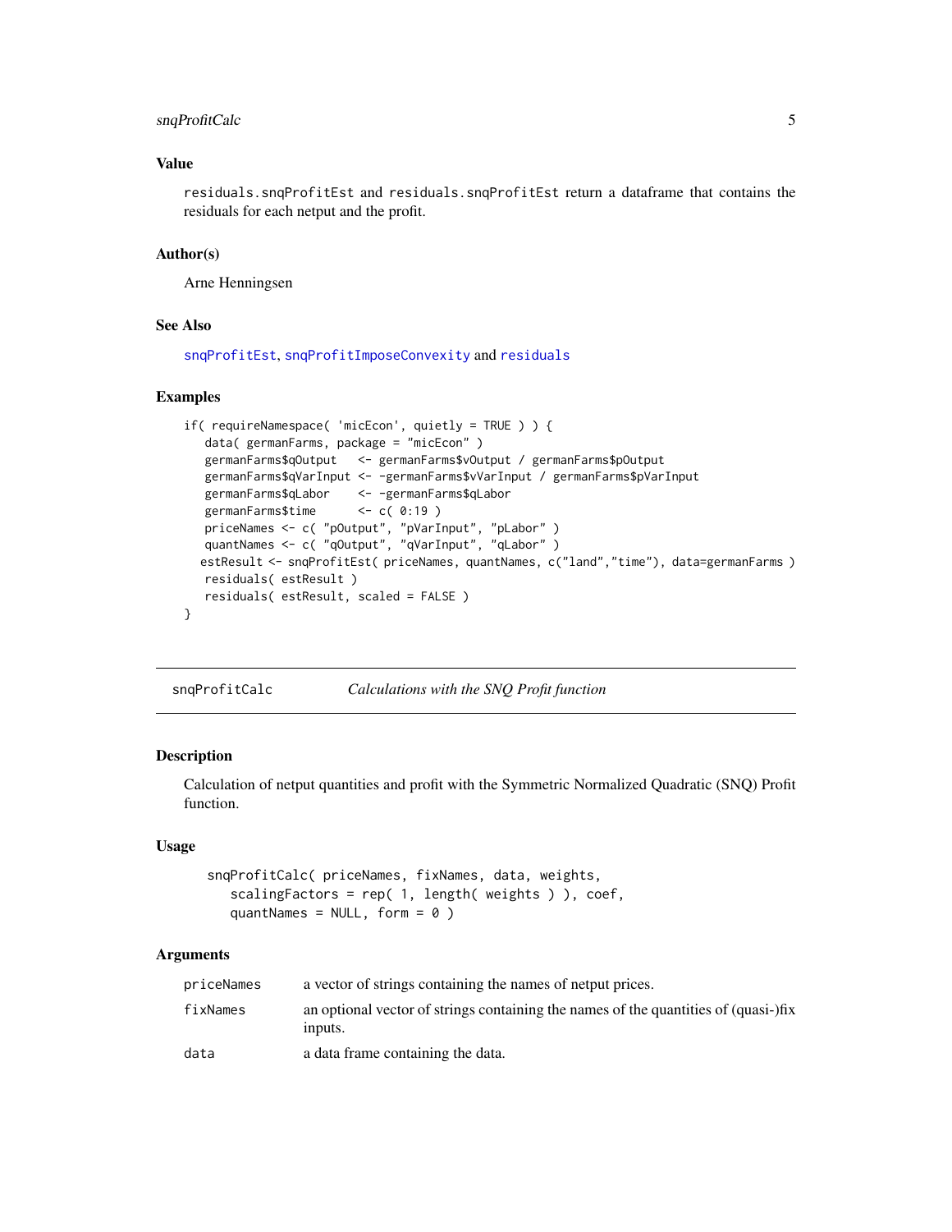### Value

`residuals.snqProfitEst` and `residuals.snqProfitEst` return a dataframe that contains the residuals for each netput and the profit.

### Author(s)

Arne Henningsen

### See Also

`snqProfitEst`, `snqProfitImposeConvexity` and `residuals`

### Examples

```
if( requireNamespace( 'micEcon', quietly = TRUE ) ) {
   data( germanFarms, package = "micEcon" )
   germanFarms$qOutput   <- germanFarms$vOutput / germanFarms$pOutput
   germanFarms$qVarInput <- -germanFarms$vVarInput / germanFarms$pVarInput
   germanFarms$qLabor    <- -germanFarms$qLabor
   germanFarms$time      <- c( 0:19 )
   priceNames <- c( "pOutput", "pVarInput", "pLabor" )
   quantNames <- c( "qOutput", "qVarInput", "qLabor" )
  estResult <- snqProfitEst( priceNames, quantNames, c("land","time"), data=germanFarms )
   residuals( estResult )
   residuals( estResult, scaled = FALSE )
}
```

---

## snqProfitCalc — *Calculations with the SNQ Profit function*

### Description

Calculation of netput quantities and profit with the Symmetric Normalized Quadratic (SNQ) Profit function.

### Usage

```
snqProfitCalc( priceNames, fixNames, data, weights,
   scalingFactors = rep( 1, length( weights ) ), coef,
   quantNames = NULL, form = 0 )
```

### Arguments

| | |
|---|---|
| `priceNames` | a vector of strings containing the names of netput prices. |
| `fixNames` | an optional vector of strings containing the names of the quantities of (quasi-)fix inputs. |
| `data` | a data frame containing the data. |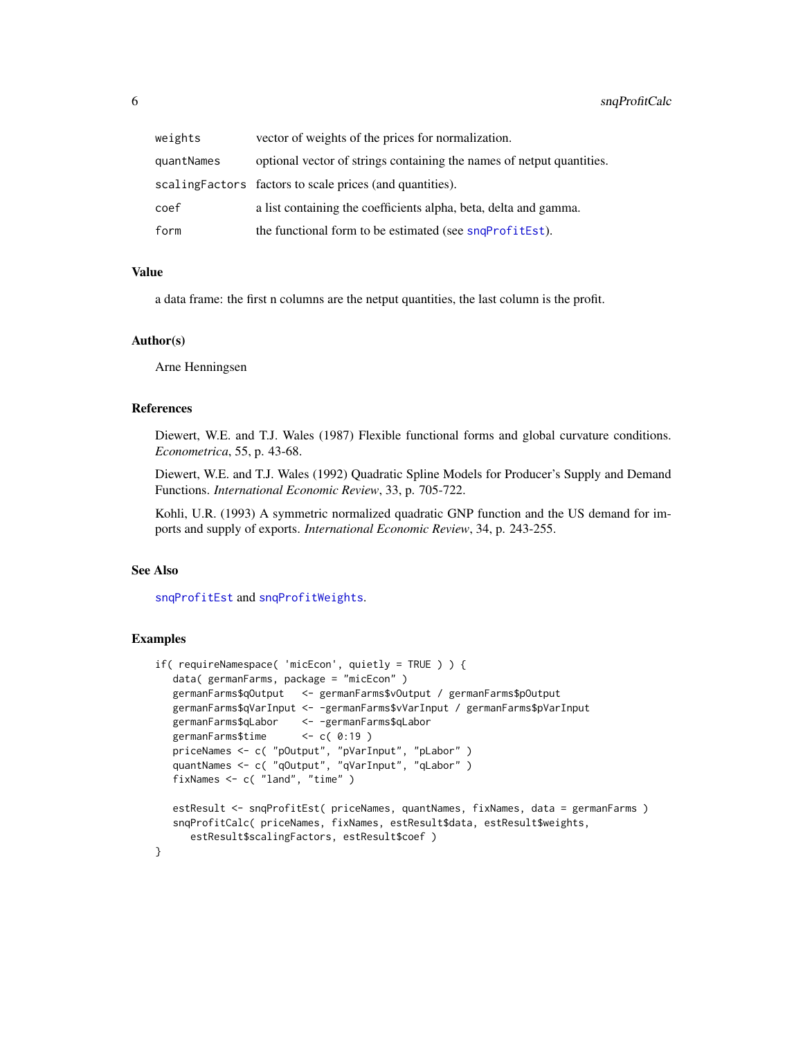| | |
|---|---|
| weights | vector of weights of the prices for normalization. |
| quantNames | optional vector of strings containing the names of netput quantities. |
| scalingFactors | factors to scale prices (and quantities). |
| coef | a list containing the coefficients alpha, beta, delta and gamma. |
| form | the functional form to be estimated (see snqProfitEst). |

## Value

a data frame: the first n columns are the netput quantities, the last column is the profit.

## Author(s)

Arne Henningsen

## References

Diewert, W.E. and T.J. Wales (1987) Flexible functional forms and global curvature conditions. *Econometrica*, 55, p. 43-68.

Diewert, W.E. and T.J. Wales (1992) Quadratic Spline Models for Producer's Supply and Demand Functions. *International Economic Review*, 33, p. 705-722.

Kohli, U.R. (1993) A symmetric normalized quadratic GNP function and the US demand for imports and supply of exports. *International Economic Review*, 34, p. 243-255.

## See Also

snqProfitEst and snqProfitWeights.

## Examples

```
if( requireNamespace( 'micEcon', quietly = TRUE ) ) {
   data( germanFarms, package = "micEcon" )
   germanFarms$qOutput   <- germanFarms$vOutput / germanFarms$pOutput
   germanFarms$qVarInput <- -germanFarms$vVarInput / germanFarms$pVarInput
   germanFarms$qLabor    <- -germanFarms$qLabor
   germanFarms$time      <- c( 0:19 )
   priceNames <- c( "pOutput", "pVarInput", "pLabor" )
   quantNames <- c( "qOutput", "qVarInput", "qLabor" )
   fixNames <- c( "land", "time" )

   estResult <- snqProfitEst( priceNames, quantNames, fixNames, data = germanFarms )
   snqProfitCalc( priceNames, fixNames, estResult$data, estResult$weights,
      estResult$scalingFactors, estResult$coef )
}
```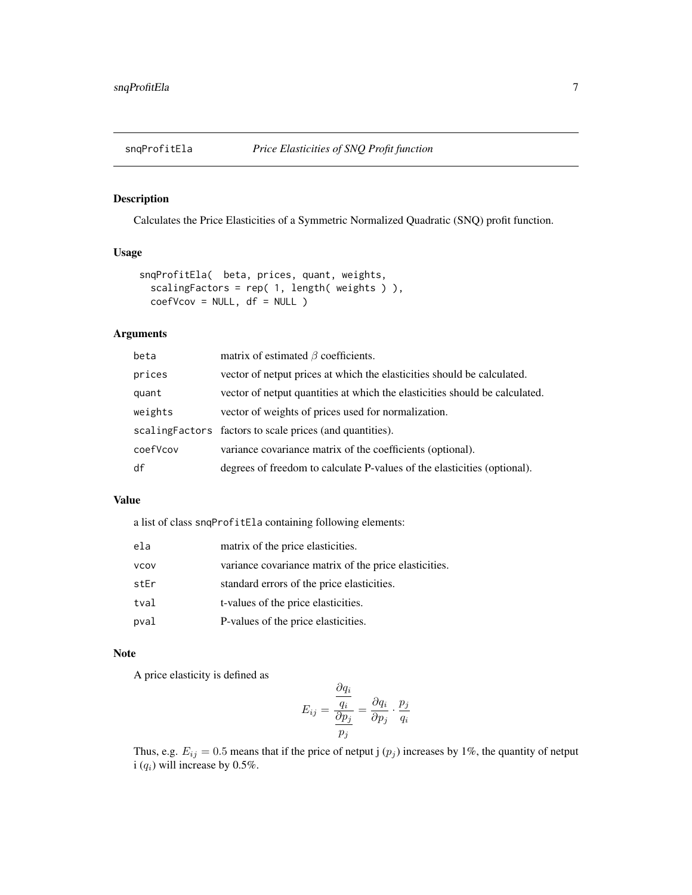# snqProfitEla — *Price Elasticities of SNQ Profit function*

## Description

Calculates the Price Elasticities of a Symmetric Normalized Quadratic (SNQ) profit function.

## Usage

```
snqProfitEla(  beta, prices, quant, weights,
   scalingFactors = rep( 1, length( weights ) ),
   coefVcov = NULL, df = NULL )
```

## Arguments

| | |
|---|---|
| beta | matrix of estimated $\beta$ coefficients. |
| prices | vector of netput prices at which the elasticities should be calculated. |
| quant | vector of netput quantities at which the elasticities should be calculated. |
| weights | vector of weights of prices used for normalization. |
| scalingFactors | factors to scale prices (and quantities). |
| coefVcov | variance covariance matrix of the coefficients (optional). |
| df | degrees of freedom to calculate P-values of the elasticities (optional). |

## Value

a list of class snqProfitEla containing following elements:

| | |
|---|---|
| ela | matrix of the price elasticities. |
| vcov | variance covariance matrix of the price elasticities. |
| stEr | standard errors of the price elasticities. |
| tval | t-values of the price elasticities. |
| pval | P-values of the price elasticities. |

## Note

A price elasticity is defined as

$$E_{ij} = \frac{\frac{\partial q_i}{q_i}}{\frac{\partial p_j}{p_j}} = \frac{\partial q_i}{\partial p_j} \cdot \frac{p_j}{q_i}$$

Thus, e.g. $E_{ij} = 0.5$ means that if the price of netput j ($p_j$) increases by 1%, the quantity of netput i ($q_i$) will increase by 0.5%.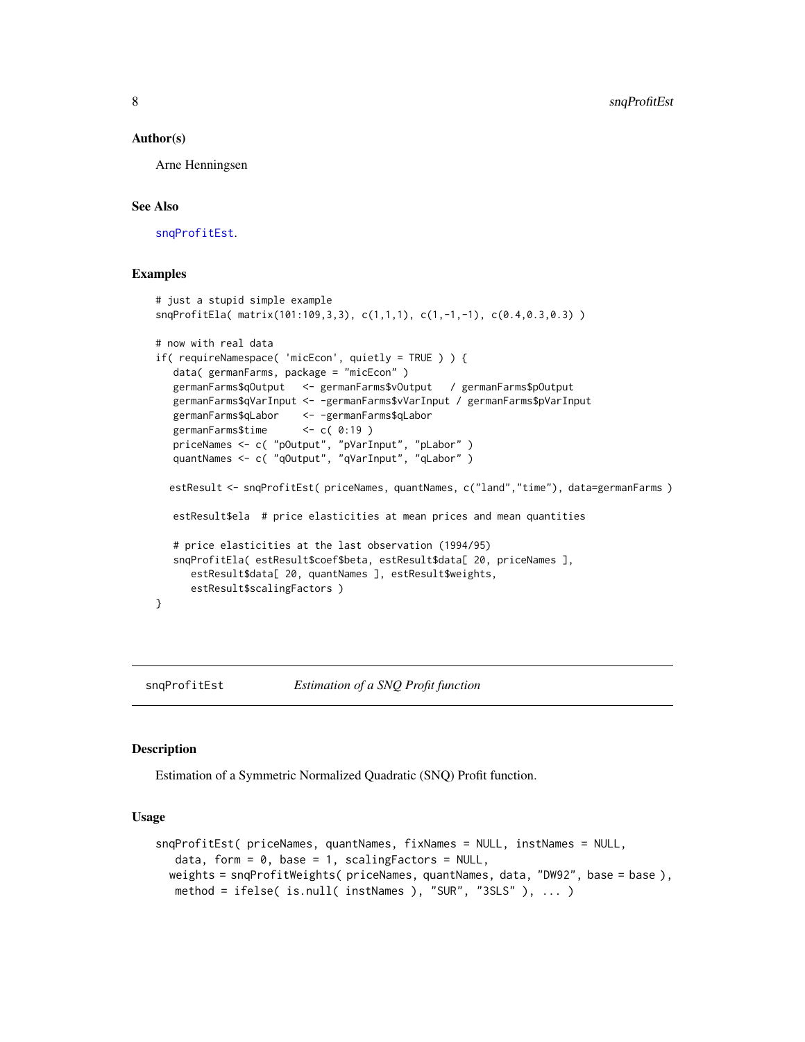## Author(s)

Arne Henningsen

## See Also

snqProfitEst.

## Examples

```
# just a stupid simple example
snqProfitEla( matrix(101:109,3,3), c(1,1,1), c(1,-1,-1), c(0.4,0.3,0.3) )

# now with real data
if( requireNamespace( 'micEcon', quietly = TRUE ) ) {
   data( germanFarms, package = "micEcon" )
   germanFarms$qOutput   <- germanFarms$vOutput   / germanFarms$pOutput
   germanFarms$qVarInput <- -germanFarms$vVarInput / germanFarms$pVarInput
   germanFarms$qLabor    <- -germanFarms$qLabor
   germanFarms$time      <- c( 0:19 )
   priceNames <- c( "pOutput", "pVarInput", "pLabor" )
   quantNames <- c( "qOutput", "qVarInput", "qLabor" )

  estResult <- snqProfitEst( priceNames, quantNames, c("land","time"), data=germanFarms )

   estResult$ela  # price elasticities at mean prices and mean quantities

   # price elasticities at the last observation (1994/95)
   snqProfitEla( estResult$coef$beta, estResult$data[ 20, priceNames ],
      estResult$data[ 20, quantNames ], estResult$weights,
      estResult$scalingFactors )
}
```

---

# snqProfitEst — *Estimation of a SNQ Profit function*

## Description

Estimation of a Symmetric Normalized Quadratic (SNQ) Profit function.

## Usage

```
snqProfitEst( priceNames, quantNames, fixNames = NULL, instNames = NULL,
   data, form = 0, base = 1, scalingFactors = NULL,
  weights = snqProfitWeights( priceNames, quantNames, data, "DW92", base = base ),
   method = ifelse( is.null( instNames ), "SUR", "3SLS" ), ... )
```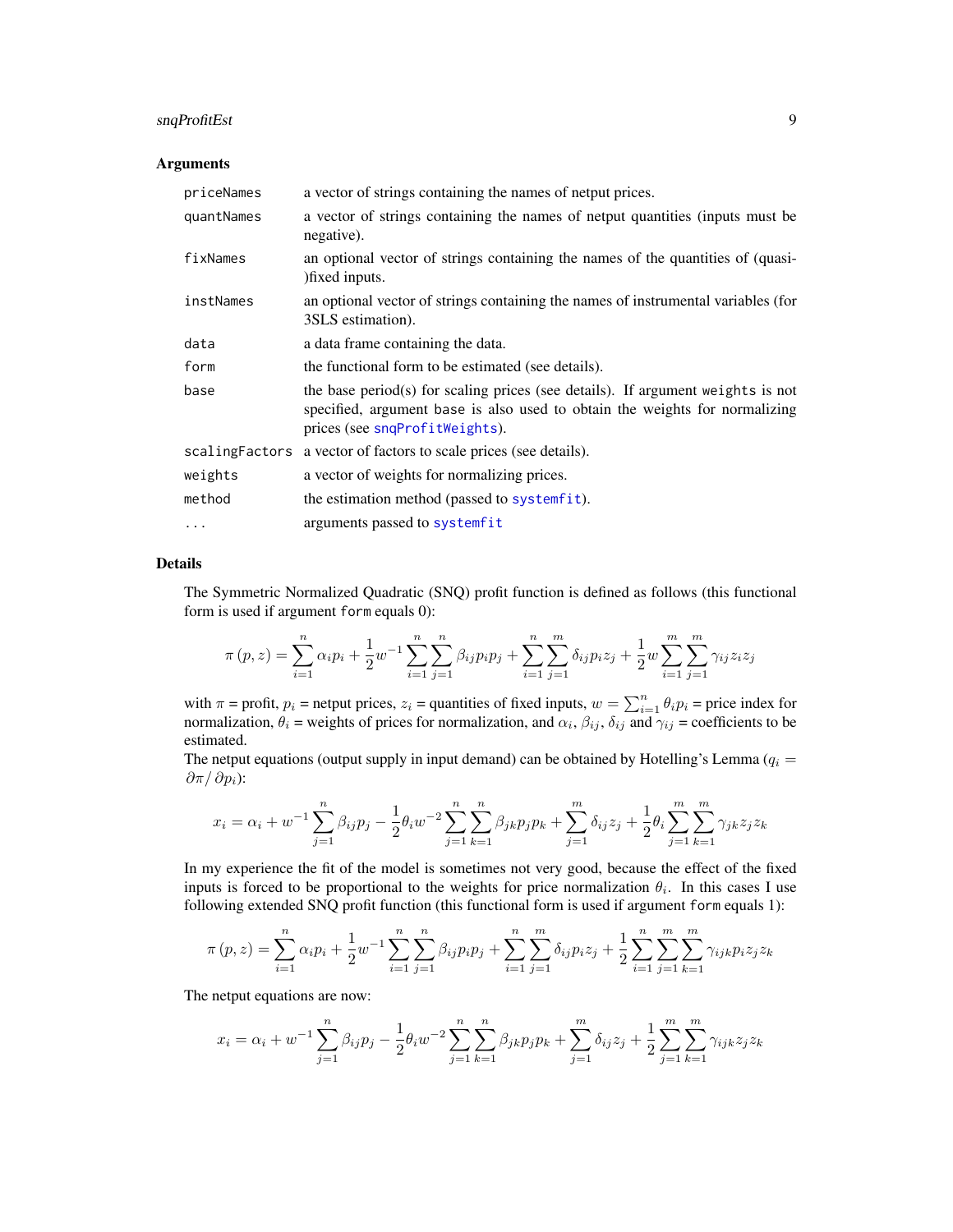### Arguments

| | |
|---|---|
| `priceNames` | a vector of strings containing the names of netput prices. |
| `quantNames` | a vector of strings containing the names of netput quantities (inputs must be negative). |
| `fixNames` | an optional vector of strings containing the names of the quantities of (quasi-)fixed inputs. |
| `instNames` | an optional vector of strings containing the names of instrumental variables (for 3SLS estimation). |
| `data` | a data frame containing the data. |
| `form` | the functional form to be estimated (see details). |
| `base` | the base period(s) for scaling prices (see details). If argument `weights` is not specified, argument `base` is also used to obtain the weights for normalizing prices (see `snqProfitWeights`). |
| `scalingFactors` | a vector of factors to scale prices (see details). |
| `weights` | a vector of weights for normalizing prices. |
| `method` | the estimation method (passed to `systemfit`). |
| `...` | arguments passed to `systemfit` |

### Details

The Symmetric Normalized Quadratic (SNQ) profit function is defined as follows (this functional form is used if argument `form` equals 0):

$$\pi(p, z) = \sum_{i=1}^{n} \alpha_i p_i + \frac{1}{2} w^{-1} \sum_{i=1}^{n} \sum_{j=1}^{n} \beta_{ij} p_i p_j + \sum_{i=1}^{n} \sum_{j=1}^{m} \delta_{ij} p_i z_j + \frac{1}{2} w \sum_{i=1}^{m} \sum_{j=1}^{m} \gamma_{ij} z_i z_j$$

with $\pi$ = profit, $p_i$ = netput prices, $z_i$ = quantities of fixed inputs, $w = \sum_{i=1}^{n} \theta_i p_i$ = price index for normalization, $\theta_i$ = weights of prices for normalization, and $\alpha_i$, $\beta_{ij}$, $\delta_{ij}$ and $\gamma_{ij}$ = coefficients to be estimated.

The netput equations (output supply in input demand) can be obtained by Hotelling's Lemma ($q_i = \partial \pi / \partial p_i$):

$$x_i = \alpha_i + w^{-1} \sum_{j=1}^{n} \beta_{ij} p_j - \frac{1}{2} \theta_i w^{-2} \sum_{j=1}^{n} \sum_{k=1}^{n} \beta_{jk} p_j p_k + \sum_{j=1}^{m} \delta_{ij} z_j + \frac{1}{2} \theta_i \sum_{j=1}^{m} \sum_{k=1}^{m} \gamma_{jk} z_j z_k$$

In my experience the fit of the model is sometimes not very good, because the effect of the fixed inputs is forced to be proportional to the weights for price normalization $\theta_i$. In this cases I use following extended SNQ profit function (this functional form is used if argument `form` equals 1):

$$\pi(p, z) = \sum_{i=1}^{n} \alpha_i p_i + \frac{1}{2} w^{-1} \sum_{i=1}^{n} \sum_{j=1}^{n} \beta_{ij} p_i p_j + \sum_{i=1}^{n} \sum_{j=1}^{m} \delta_{ij} p_i z_j + \frac{1}{2} \sum_{i=1}^{n} \sum_{j=1}^{m} \sum_{k=1}^{m} \gamma_{ijk} p_i z_j z_k$$

The netput equations are now:

$$x_i = \alpha_i + w^{-1} \sum_{j=1}^{n} \beta_{ij} p_j - \frac{1}{2} \theta_i w^{-2} \sum_{j=1}^{n} \sum_{k=1}^{n} \beta_{jk} p_j p_k + \sum_{j=1}^{m} \delta_{ij} z_j + \frac{1}{2} \sum_{j=1}^{m} \sum_{k=1}^{m} \gamma_{ijk} z_j z_k$$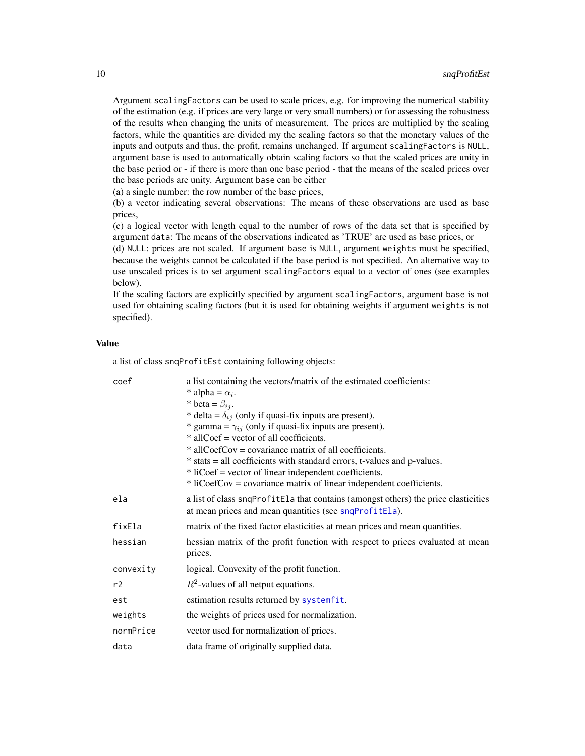Argument `scalingFactors` can be used to scale prices, e.g. for improving the numerical stability of the estimation (e.g. if prices are very large or very small numbers) or for assessing the robustness of the results when changing the units of measurement. The prices are multiplied by the scaling factors, while the quantities are divided my the scaling factors so that the monetary values of the inputs and outputs and thus, the profit, remains unchanged. If argument `scalingFactors` is `NULL`, argument `base` is used to automatically obtain scaling factors so that the scaled prices are unity in the base period or - if there is more than one base period - that the means of the scaled prices over the base periods are unity. Argument `base` can be either
(a) a single number: the row number of the base prices,
(b) a vector indicating several observations: The means of these observations are used as base prices,
(c) a logical vector with length equal to the number of rows of the data set that is specified by argument `data`: The means of the observations indicated as 'TRUE' are used as base prices, or
(d) `NULL`: prices are not scaled. If argument `base` is `NULL`, argument `weights` must be specified, because the weights cannot be calculated if the base period is not specified. An alternative way to use unscaled prices is to set argument `scalingFactors` equal to a vector of ones (see examples below).
If the scaling factors are explicitly specified by argument `scalingFactors`, argument `base` is not used for obtaining scaling factors (but it is used for obtaining weights if argument `weights` is not specified).

## Value

a list of class `snqProfitEst` containing following objects:

| | |
|---|---|
| `coef` | a list containing the vectors/matrix of the estimated coefficients:<br>* alpha = $\alpha_i$.<br>* beta = $\beta_{ij}$.<br>* delta = $\delta_{ij}$ (only if quasi-fix inputs are present).<br>* gamma = $\gamma_{ij}$ (only if quasi-fix inputs are present).<br>* allCoef = vector of all coefficients.<br>* allCoefCov = covariance matrix of all coefficients.<br>* stats = all coefficients with standard errors, t-values and p-values.<br>* liCoef = vector of linear independent coefficients.<br>* liCoefCov = covariance matrix of linear independent coefficients. |
| `ela` | a list of class `snqProfitEla` that contains (amongst others) the price elasticities at mean prices and mean quantities (see `snqProfitEla`). |
| `fixEla` | matrix of the fixed factor elasticities at mean prices and mean quantities. |
| `hessian` | hessian matrix of the profit function with respect to prices evaluated at mean prices. |
| `convexity` | logical. Convexity of the profit function. |
| `r2` | $R^2$-values of all netput equations. |
| `est` | estimation results returned by `systemfit`. |
| `weights` | the weights of prices used for normalization. |
| `normPrice` | vector used for normalization of prices. |
| `data` | data frame of originally supplied data. |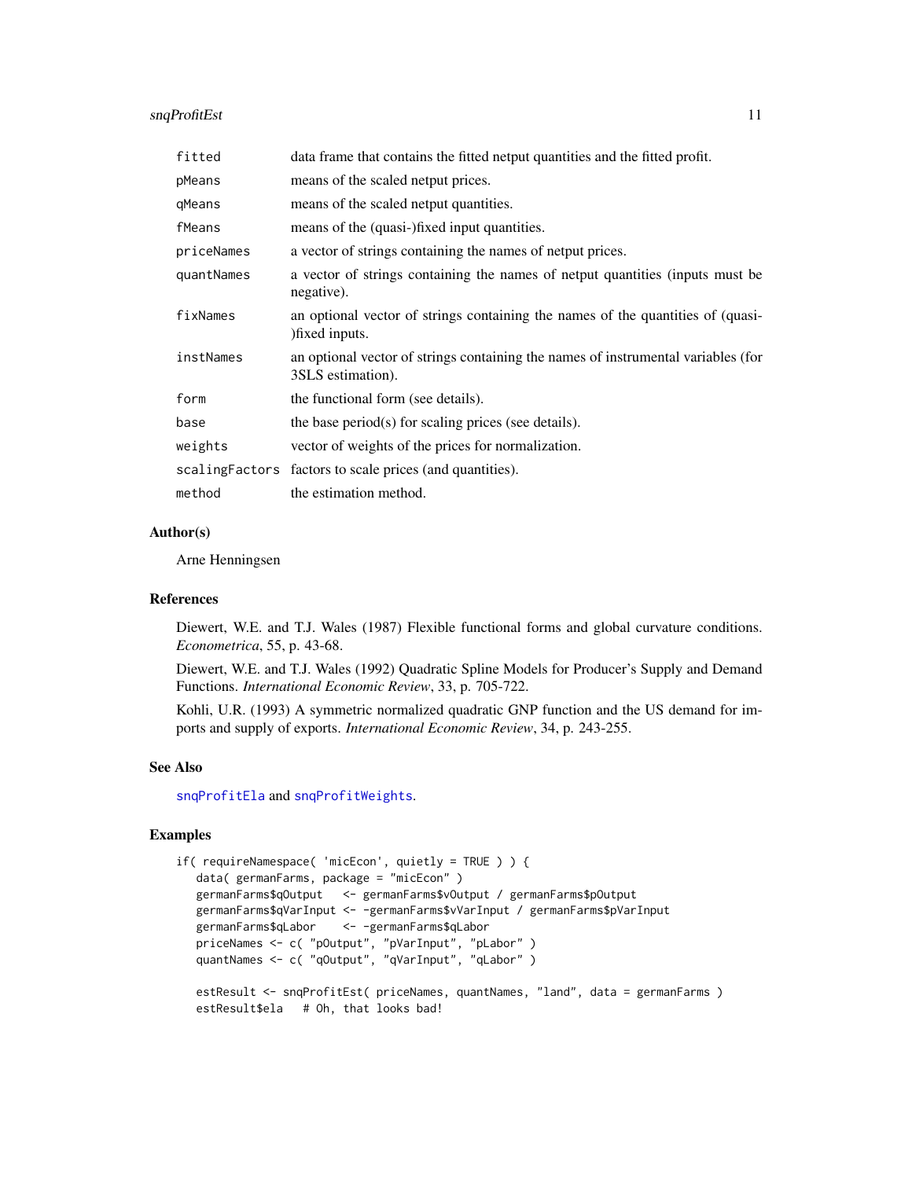| | |
|---|---|
| fitted | data frame that contains the fitted netput quantities and the fitted profit. |
| pMeans | means of the scaled netput prices. |
| qMeans | means of the scaled netput quantities. |
| fMeans | means of the (quasi-)fixed input quantities. |
| priceNames | a vector of strings containing the names of netput prices. |
| quantNames | a vector of strings containing the names of netput quantities (inputs must be negative). |
| fixNames | an optional vector of strings containing the names of the quantities of (quasi-)fixed inputs. |
| instNames | an optional vector of strings containing the names of instrumental variables (for 3SLS estimation). |
| form | the functional form (see details). |
| base | the base period(s) for scaling prices (see details). |
| weights | vector of weights of the prices for normalization. |
| scalingFactors | factors to scale prices (and quantities). |
| method | the estimation method. |

## Author(s)

Arne Henningsen

## References

Diewert, W.E. and T.J. Wales (1987) Flexible functional forms and global curvature conditions. *Econometrica*, 55, p. 43-68.

Diewert, W.E. and T.J. Wales (1992) Quadratic Spline Models for Producer's Supply and Demand Functions. *International Economic Review*, 33, p. 705-722.

Kohli, U.R. (1993) A symmetric normalized quadratic GNP function and the US demand for imports and supply of exports. *International Economic Review*, 34, p. 243-255.

## See Also

snqProfitEla and snqProfitWeights.

## Examples

```
if( requireNamespace( 'micEcon', quietly = TRUE ) ) {
   data( germanFarms, package = "micEcon" )
   germanFarms$qOutput   <- germanFarms$vOutput / germanFarms$pOutput
   germanFarms$qVarInput <- -germanFarms$vVarInput / germanFarms$pVarInput
   germanFarms$qLabor    <- -germanFarms$qLabor
   priceNames <- c( "pOutput", "pVarInput", "pLabor" )
   quantNames <- c( "qOutput", "qVarInput", "qLabor" )

   estResult <- snqProfitEst( priceNames, quantNames, "land", data = germanFarms )
   estResult$ela   # Oh, that looks bad!
```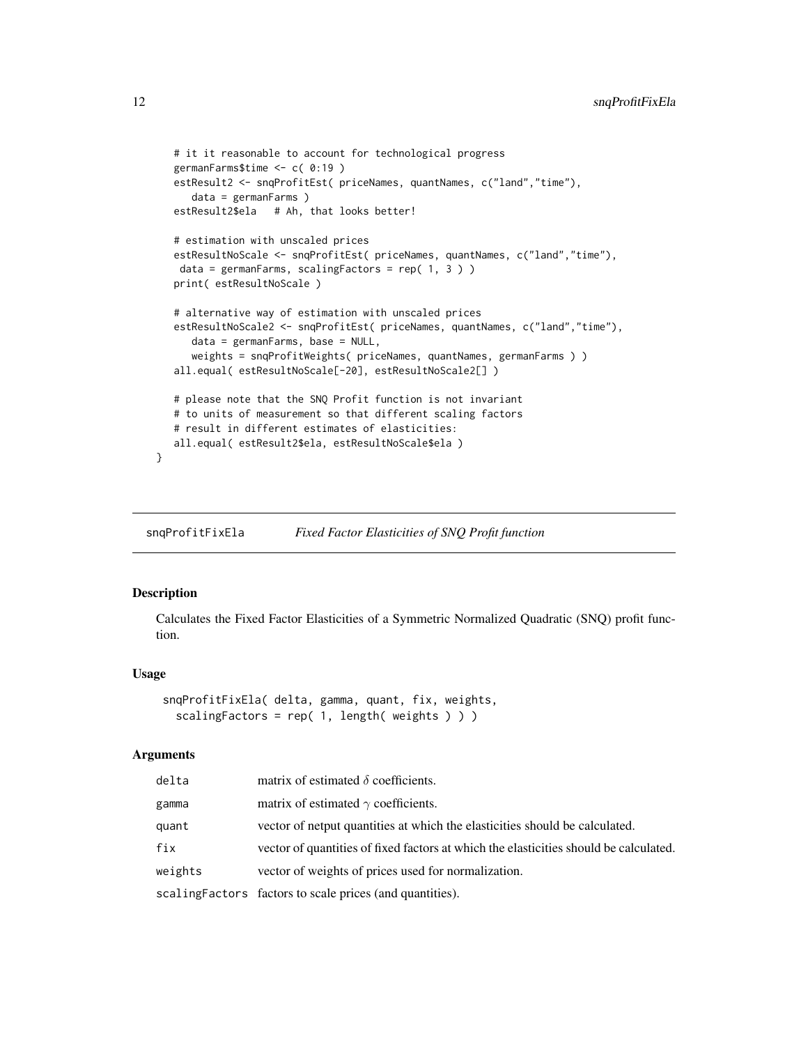```
  # it it reasonable to account for technological progress
  germanFarms$time <- c( 0:19 )
  estResult2 <- snqProfitEst( priceNames, quantNames, c("land","time"),
     data = germanFarms )
  estResult2$ela   # Ah, that looks better!

  # estimation with unscaled prices
  estResultNoScale <- snqProfitEst( priceNames, quantNames, c("land","time"),
   data = germanFarms, scalingFactors = rep( 1, 3 ) )
  print( estResultNoScale )

  # alternative way of estimation with unscaled prices
  estResultNoScale2 <- snqProfitEst( priceNames, quantNames, c("land","time"),
     data = germanFarms, base = NULL,
     weights = snqProfitWeights( priceNames, quantNames, germanFarms ) )
  all.equal( estResultNoScale[-20], estResultNoScale2[] )

  # please note that the SNQ Profit function is not invariant
  # to units of measurement so that different scaling factors
  # result in different estimates of elasticities:
  all.equal( estResult2$ela, estResultNoScale$ela )
}
```

## snqProfitFixEla — *Fixed Factor Elasticities of SNQ Profit function*

### Description

Calculates the Fixed Factor Elasticities of a Symmetric Normalized Quadratic (SNQ) profit function.

### Usage

```
snqProfitFixEla( delta, gamma, quant, fix, weights,
  scalingFactors = rep( 1, length( weights ) ) )
```

### Arguments

| | |
|---|---|
| delta | matrix of estimated $\delta$ coefficients. |
| gamma | matrix of estimated $\gamma$ coefficients. |
| quant | vector of netput quantities at which the elasticities should be calculated. |
| fix | vector of quantities of fixed factors at which the elasticities should be calculated. |
| weights | vector of weights of prices used for normalization. |
| scalingFactors | factors to scale prices (and quantities). |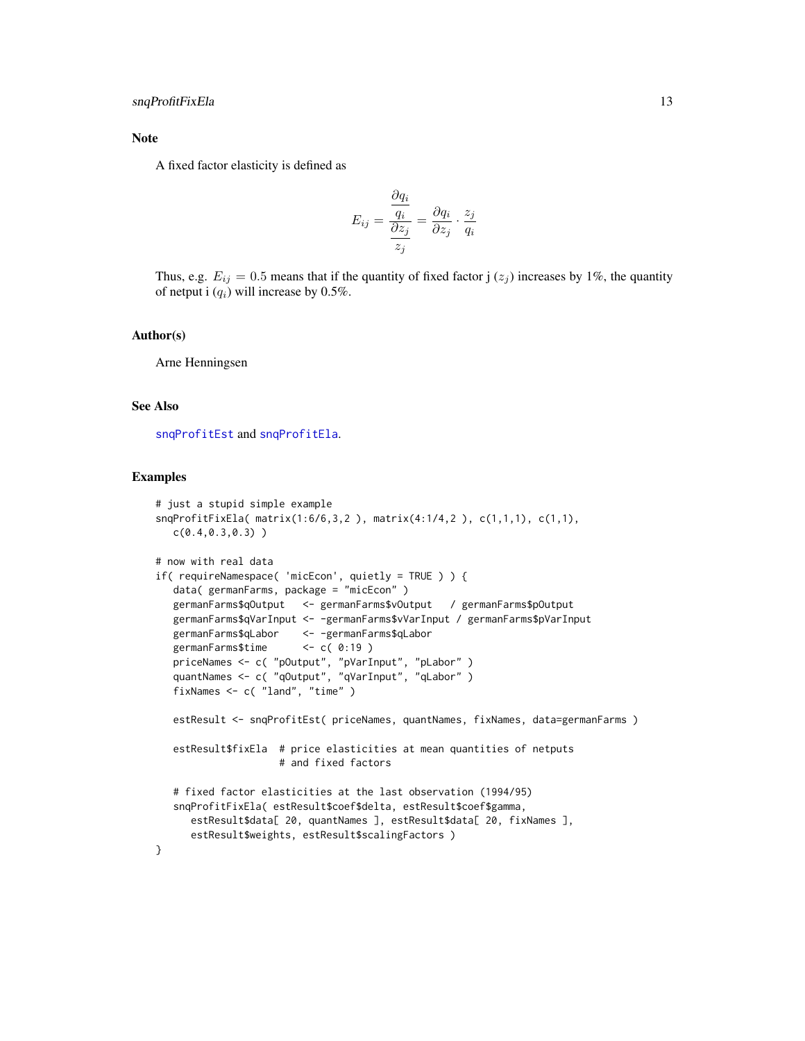## Note

A fixed factor elasticity is defined as

$$E_{ij} = \frac{\frac{\partial q_i}{q_i}}{\frac{\partial z_j}{z_j}} = \frac{\partial q_i}{\partial z_j} \cdot \frac{z_j}{q_i}$$

Thus, e.g. $E_{ij} = 0.5$ means that if the quantity of fixed factor j ($z_j$) increases by 1%, the quantity of netput i ($q_i$) will increase by 0.5%.

## Author(s)

Arne Henningsen

## See Also

snqProfitEst and snqProfitEla.

## Examples

```
# just a stupid simple example
snqProfitFixEla( matrix(1:6/6,3,2 ), matrix(4:1/4,2 ), c(1,1,1), c(1,1),
   c(0.4,0.3,0.3) )

# now with real data
if( requireNamespace( 'micEcon', quietly = TRUE ) ) {
   data( germanFarms, package = "micEcon" )
   germanFarms$qOutput   <- germanFarms$vOutput   / germanFarms$pOutput
   germanFarms$qVarInput <- -germanFarms$vVarInput / germanFarms$pVarInput
   germanFarms$qLabor    <- -germanFarms$qLabor
   germanFarms$time      <- c( 0:19 )
   priceNames <- c( "pOutput", "pVarInput", "pLabor" )
   quantNames <- c( "qOutput", "qVarInput", "qLabor" )
   fixNames <- c( "land", "time" )

   estResult <- snqProfitEst( priceNames, quantNames, fixNames, data=germanFarms )

   estResult$fixEla  # price elasticities at mean quantities of netputs
                     # and fixed factors

   # fixed factor elasticities at the last observation (1994/95)
   snqProfitFixEla( estResult$coef$delta, estResult$coef$gamma,
      estResult$data[ 20, quantNames ], estResult$data[ 20, fixNames ],
      estResult$weights, estResult$scalingFactors )
}
```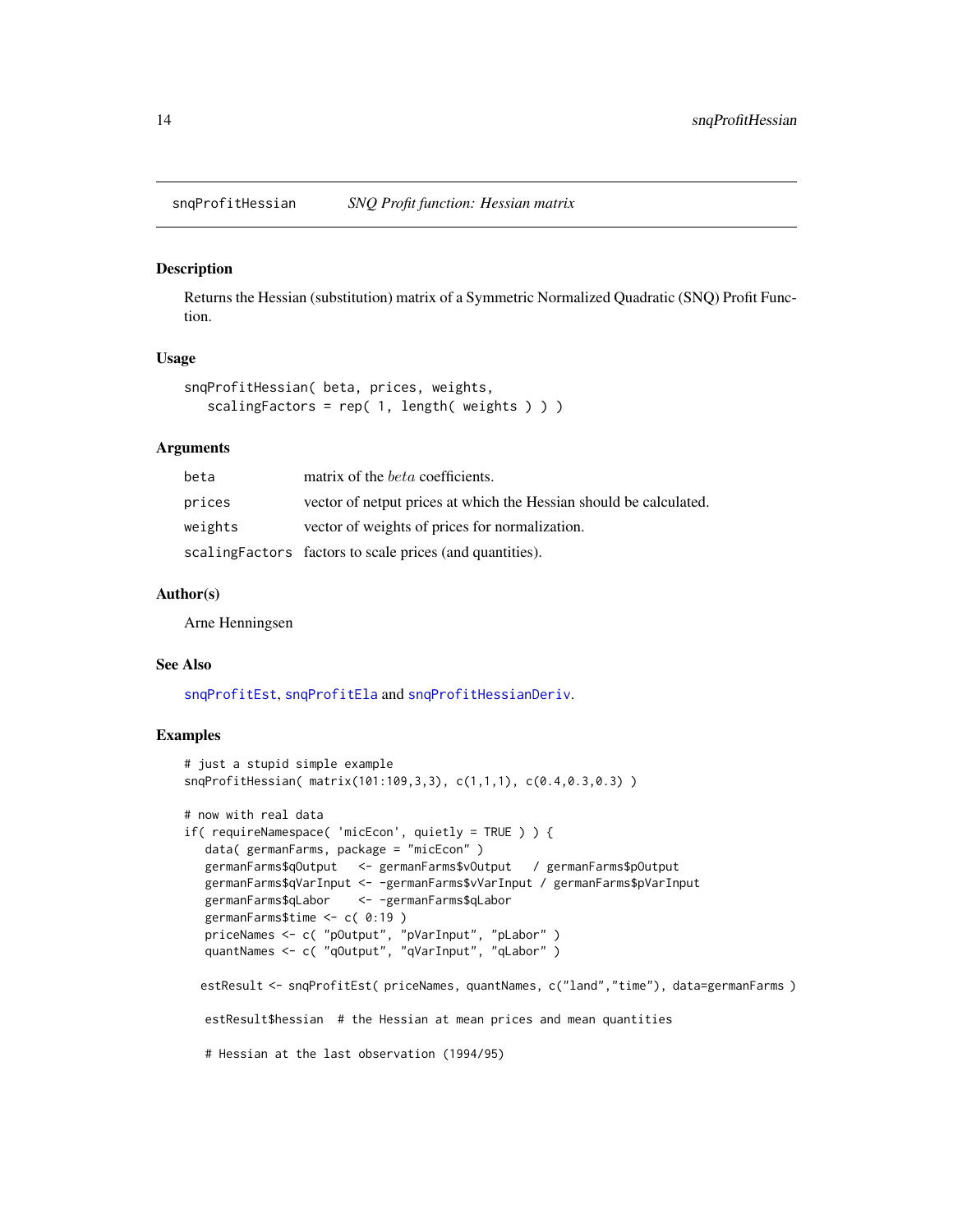## snqProfitHessian — *SNQ Profit function: Hessian matrix*

### Description

Returns the Hessian (substitution) matrix of a Symmetric Normalized Quadratic (SNQ) Profit Function.

### Usage

```
snqProfitHessian( beta, prices, weights,
   scalingFactors = rep( 1, length( weights ) ) )
```

### Arguments

| | |
|---|---|
| `beta` | matrix of the $beta$ coefficients. |
| `prices` | vector of netput prices at which the Hessian should be calculated. |
| `weights` | vector of weights of prices for normalization. |
| `scalingFactors` | factors to scale prices (and quantities). |

### Author(s)

Arne Henningsen

### See Also

`snqProfitEst`, `snqProfitEla` and `snqProfitHessianDeriv`.

### Examples

```
# just a stupid simple example
snqProfitHessian( matrix(101:109,3,3), c(1,1,1), c(0.4,0.3,0.3) )

# now with real data
if( requireNamespace( 'micEcon', quietly = TRUE ) ) {
   data( germanFarms, package = "micEcon" )
   germanFarms$qOutput   <- germanFarms$vOutput   / germanFarms$pOutput
   germanFarms$qVarInput <- -germanFarms$vVarInput / germanFarms$pVarInput
   germanFarms$qLabor    <- -germanFarms$qLabor
   germanFarms$time <- c( 0:19 )
   priceNames <- c( "pOutput", "pVarInput", "pLabor" )
   quantNames <- c( "qOutput", "qVarInput", "qLabor" )

  estResult <- snqProfitEst( priceNames, quantNames, c("land","time"), data=germanFarms )

   estResult$hessian  # the Hessian at mean prices and mean quantities

   # Hessian at the last observation (1994/95)
```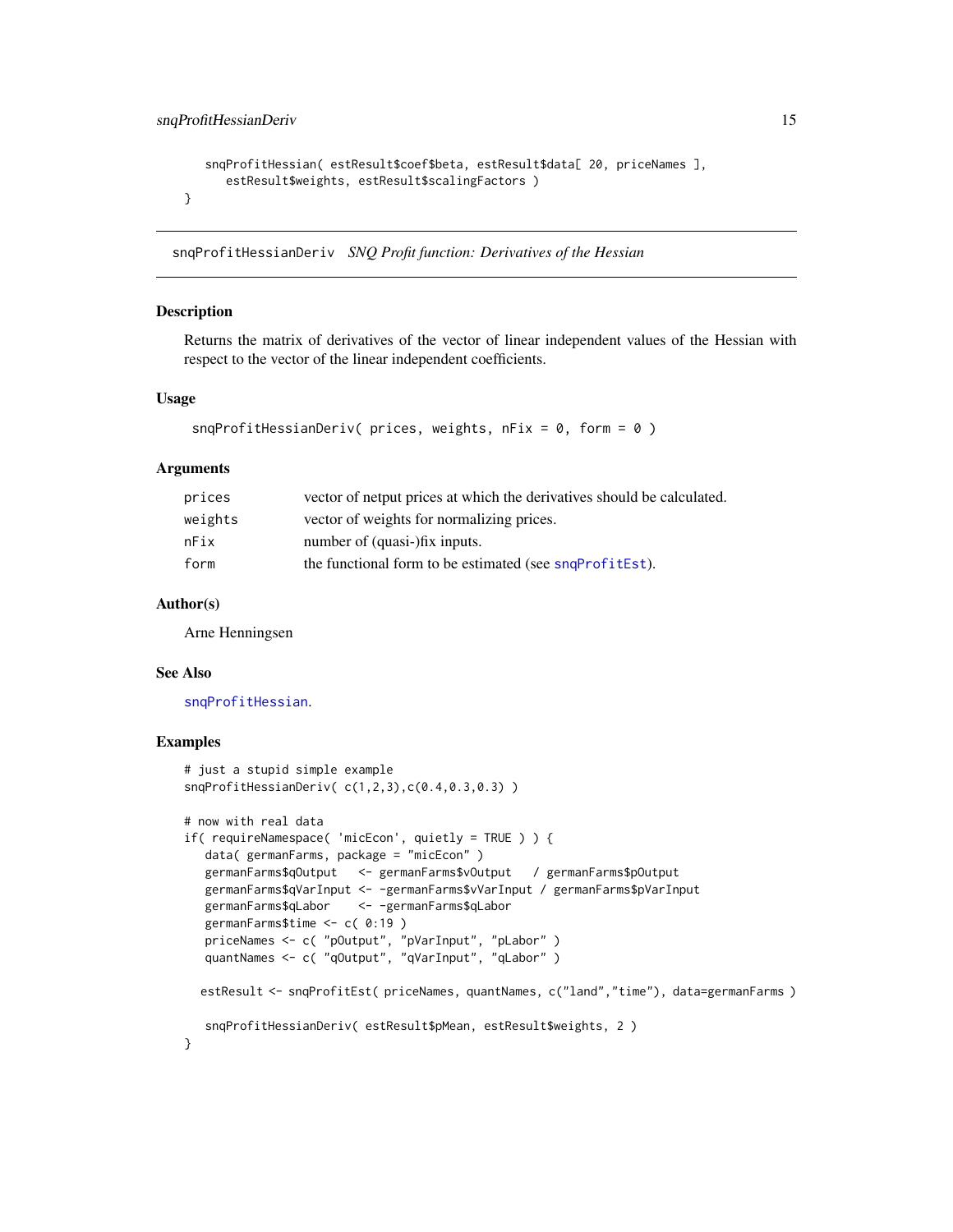```
    snqProfitHessian( estResult$coef$beta, estResult$data[ 20, priceNames ],
      estResult$weights, estResult$scalingFactors )
}
```

---

## snqProfitHessianDeriv    *SNQ Profit function: Derivatives of the Hessian*

### Description

Returns the matrix of derivatives of the vector of linear independent values of the Hessian with respect to the vector of the linear independent coefficients.

### Usage

```
snqProfitHessianDeriv( prices, weights, nFix = 0, form = 0 )
```

### Arguments

| | |
|---|---|
| `prices` | vector of netput prices at which the derivatives should be calculated. |
| `weights` | vector of weights for normalizing prices. |
| `nFix` | number of (quasi-)fix inputs. |
| `form` | the functional form to be estimated (see `snqProfitEst`). |

### Author(s)

Arne Henningsen

### See Also

`snqProfitHessian`.

### Examples

```
# just a stupid simple example
snqProfitHessianDeriv( c(1,2,3),c(0.4,0.3,0.3) )

# now with real data
if( requireNamespace( 'micEcon', quietly = TRUE ) ) {
   data( germanFarms, package = "micEcon" )
   germanFarms$qOutput   <- germanFarms$vOutput   / germanFarms$pOutput
   germanFarms$qVarInput <- -germanFarms$vVarInput / germanFarms$pVarInput
   germanFarms$qLabor    <- -germanFarms$qLabor
   germanFarms$time <- c( 0:19 )
   priceNames <- c( "pOutput", "pVarInput", "pLabor" )
   quantNames <- c( "qOutput", "qVarInput", "qLabor" )

  estResult <- snqProfitEst( priceNames, quantNames, c("land","time"), data=germanFarms )

   snqProfitHessianDeriv( estResult$pMean, estResult$weights, 2 )
}
```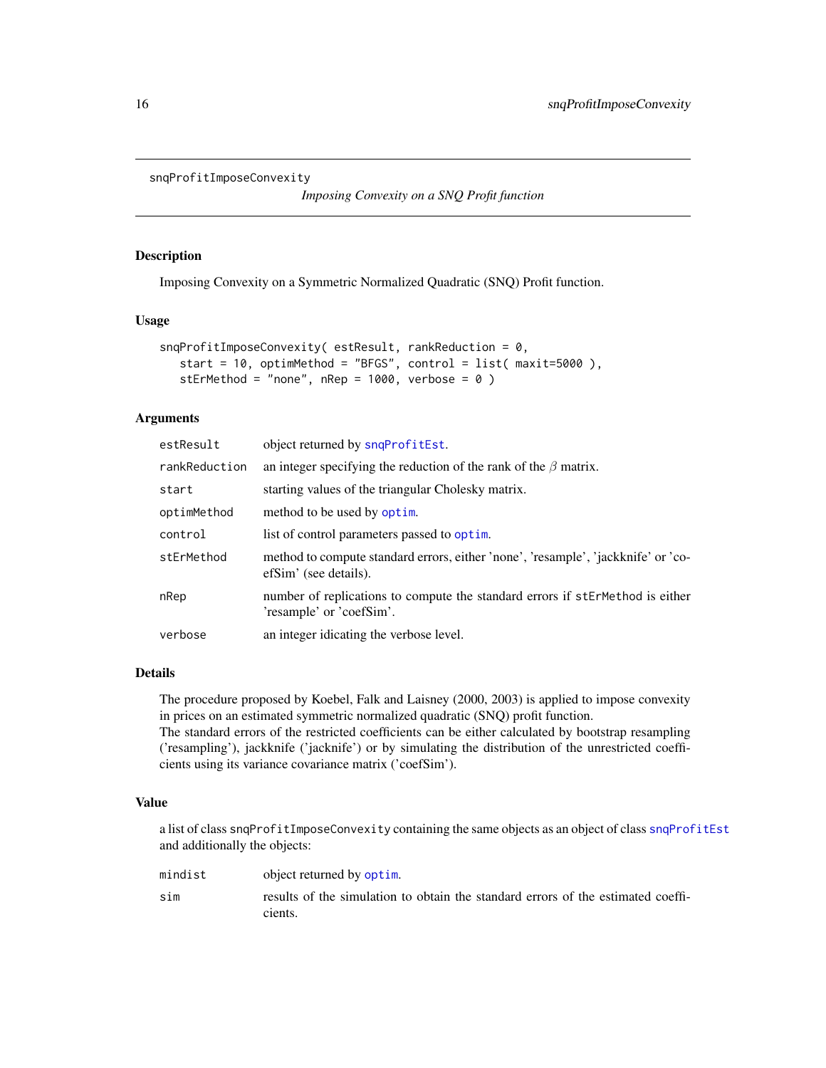snqProfitImposeConvexity

*Imposing Convexity on a SNQ Profit function*

## Description

Imposing Convexity on a Symmetric Normalized Quadratic (SNQ) Profit function.

## Usage

```
snqProfitImposeConvexity( estResult, rankReduction = 0,
   start = 10, optimMethod = "BFGS", control = list( maxit=5000 ),
   stErMethod = "none", nRep = 1000, verbose = 0 )
```

## Arguments

| | |
|---|---|
| `estResult` | object returned by `snqProfitEst`. |
| `rankReduction` | an integer specifying the reduction of the rank of the $\beta$ matrix. |
| `start` | starting values of the triangular Cholesky matrix. |
| `optimMethod` | method to be used by `optim`. |
| `control` | list of control parameters passed to `optim`. |
| `stErMethod` | method to compute standard errors, either 'none', 'resample', 'jackknife' or 'coefSim' (see details). |
| `nRep` | number of replications to compute the standard errors if `stErMethod` is either 'resample' or 'coefSim'. |
| `verbose` | an integer idicating the verbose level. |

## Details

The procedure proposed by Koebel, Falk and Laisney (2000, 2003) is applied to impose convexity in prices on an estimated symmetric normalized quadratic (SNQ) profit function.
The standard errors of the restricted coefficients can be either calculated by bootstrap resampling ('resampling'), jackknife ('jacknife') or by simulating the distribution of the unrestricted coefficients using its variance covariance matrix ('coefSim').

## Value

a list of class `snqProfitImposeConvexity` containing the same objects as an object of class `snqProfitEst` and additionally the objects:

| | |
|---|---|
| `mindist` | object returned by `optim`. |
| `sim` | results of the simulation to obtain the standard errors of the estimated coefficients. |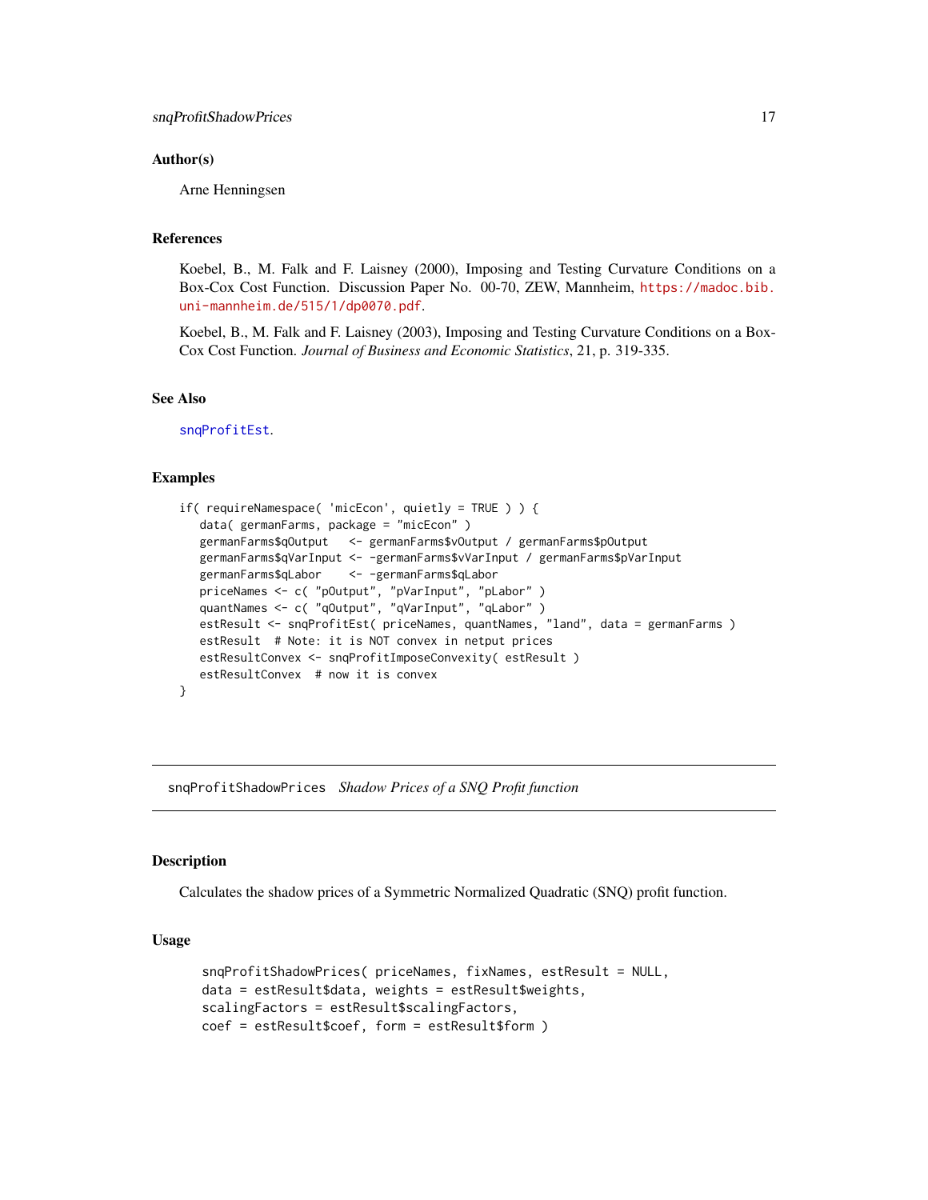## Author(s)

Arne Henningsen

## References

Koebel, B., M. Falk and F. Laisney (2000), Imposing and Testing Curvature Conditions on a Box-Cox Cost Function. Discussion Paper No. 00-70, ZEW, Mannheim, https://madoc.bib.uni-mannheim.de/515/1/dp0070.pdf.

Koebel, B., M. Falk and F. Laisney (2003), Imposing and Testing Curvature Conditions on a Box-Cox Cost Function. *Journal of Business and Economic Statistics*, 21, p. 319-335.

## See Also

snqProfitEst.

## Examples

```
if( requireNamespace( 'micEcon', quietly = TRUE ) ) {
   data( germanFarms, package = "micEcon" )
   germanFarms$qOutput   <- germanFarms$vOutput / germanFarms$pOutput
   germanFarms$qVarInput <- -germanFarms$vVarInput / germanFarms$pVarInput
   germanFarms$qLabor    <- -germanFarms$qLabor
   priceNames <- c( "pOutput", "pVarInput", "pLabor" )
   quantNames <- c( "qOutput", "qVarInput", "qLabor" )
   estResult <- snqProfitEst( priceNames, quantNames, "land", data = germanFarms )
   estResult  # Note: it is NOT convex in netput prices
   estResultConvex <- snqProfitImposeConvexity( estResult )
   estResultConvex  # now it is convex
}
```

---

# snqProfitShadowPrices *Shadow Prices of a SNQ Profit function*

---

## Description

Calculates the shadow prices of a Symmetric Normalized Quadratic (SNQ) profit function.

## Usage

```
snqProfitShadowPrices( priceNames, fixNames, estResult = NULL,
data = estResult$data, weights = estResult$weights,
scalingFactors = estResult$scalingFactors,
coef = estResult$coef, form = estResult$form )
```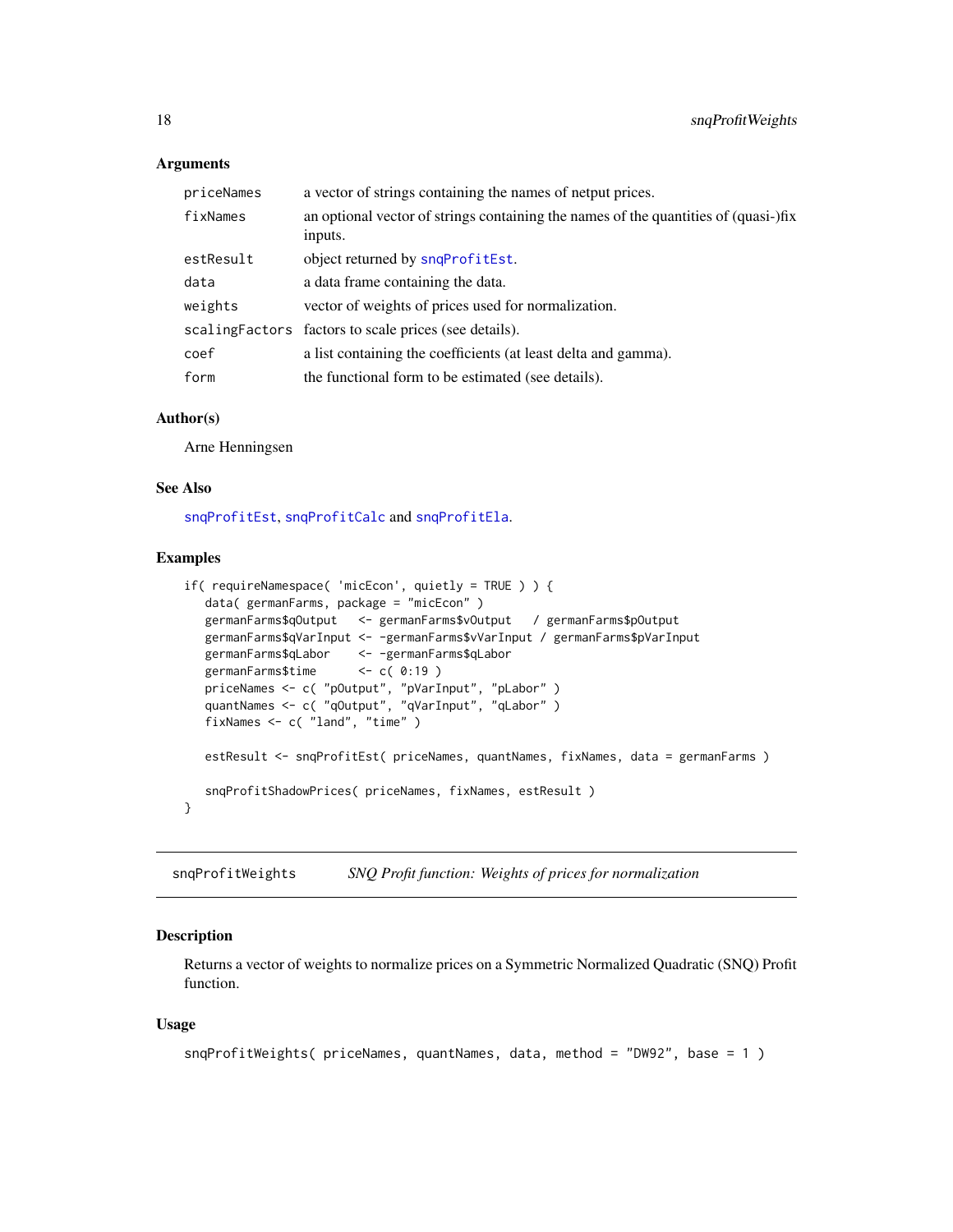## Arguments

| | |
|---|---|
| priceNames | a vector of strings containing the names of netput prices. |
| fixNames | an optional vector of strings containing the names of the quantities of (quasi-)fix inputs. |
| estResult | object returned by snqProfitEst. |
| data | a data frame containing the data. |
| weights | vector of weights of prices used for normalization. |
| scalingFactors | factors to scale prices (see details). |
| coef | a list containing the coefficients (at least delta and gamma). |
| form | the functional form to be estimated (see details). |

## Author(s)

Arne Henningsen

## See Also

snqProfitEst, snqProfitCalc and snqProfitEla.

## Examples

```
if( requireNamespace( 'micEcon', quietly = TRUE ) ) {
   data( germanFarms, package = "micEcon" )
   germanFarms$qOutput   <- germanFarms$vOutput   / germanFarms$pOutput
   germanFarms$qVarInput <- -germanFarms$vVarInput / germanFarms$pVarInput
   germanFarms$qLabor    <- -germanFarms$qLabor
   germanFarms$time      <- c( 0:19 )
   priceNames <- c( "pOutput", "pVarInput", "pLabor" )
   quantNames <- c( "qOutput", "qVarInput", "qLabor" )
   fixNames <- c( "land", "time" )

   estResult <- snqProfitEst( priceNames, quantNames, fixNames, data = germanFarms )

   snqProfitShadowPrices( priceNames, fixNames, estResult )
}
```

---

# snqProfitWeights — *SNQ Profit function: Weights of prices for normalization*

## Description

Returns a vector of weights to normalize prices on a Symmetric Normalized Quadratic (SNQ) Profit function.

## Usage

```
snqProfitWeights( priceNames, quantNames, data, method = "DW92", base = 1 )
```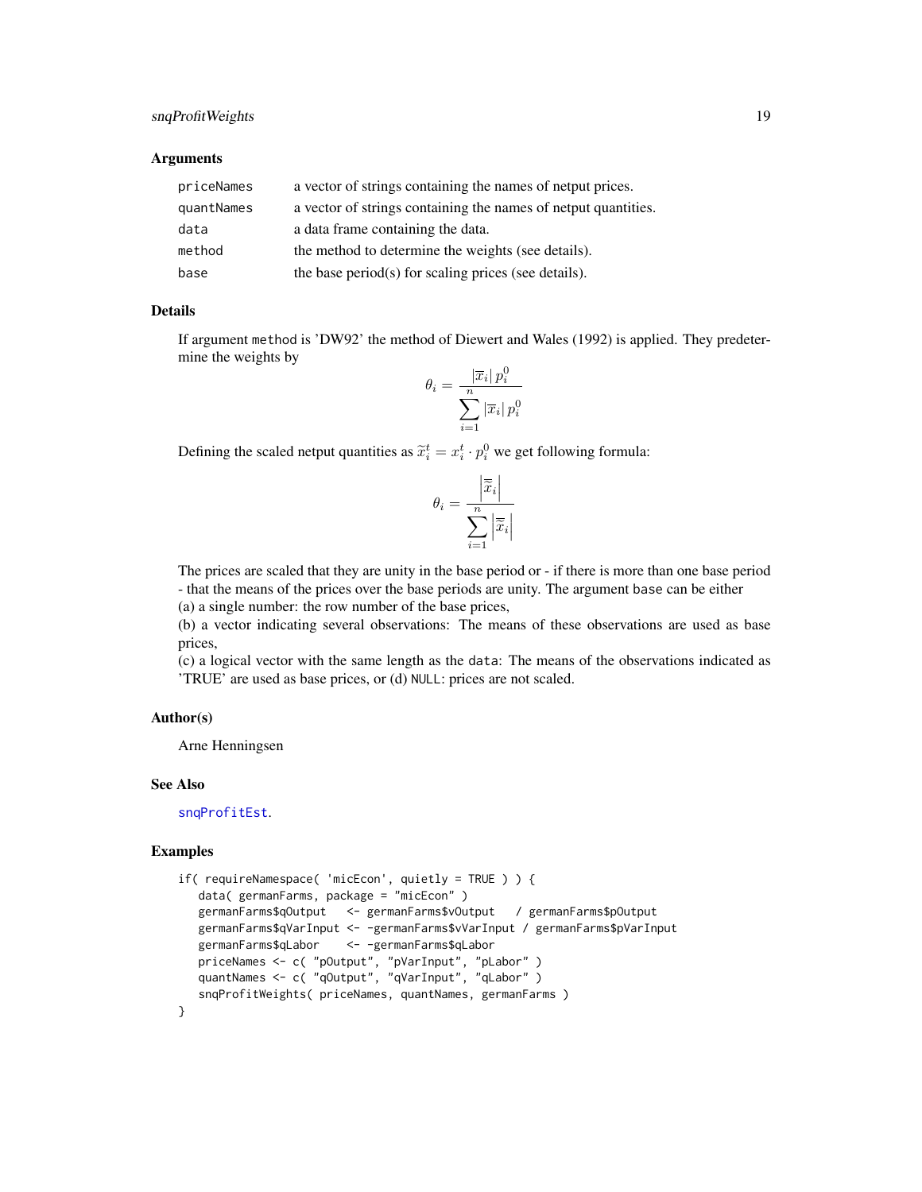## Arguments

| | |
|---|---|
| priceNames | a vector of strings containing the names of netput prices. |
| quantNames | a vector of strings containing the names of netput quantities. |
| data | a data frame containing the data. |
| method | the method to determine the weights (see details). |
| base | the base period(s) for scaling prices (see details). |

## Details

If argument method is 'DW92' the method of Diewert and Wales (1992) is applied. They predetermine the weights by

$$\theta_i = \frac{|\overline{x}_i| \, p_i^0}{\sum_{i=1}^{n} |\overline{x}_i| \, p_i^0}$$

Defining the scaled netput quantities as $\widetilde{x}_i^t = x_i^t \cdot p_i^0$ we get following formula:

$$\theta_i = \frac{\left|\overline{\widetilde{x}}_i\right|}{\sum_{i=1}^{n} \left|\overline{\widetilde{x}}_i\right|}$$

The prices are scaled that they are unity in the base period or - if there is more than one base period - that the means of the prices over the base periods are unity. The argument base can be either
(a) a single number: the row number of the base prices,
(b) a vector indicating several observations: The means of these observations are used as base prices,
(c) a logical vector with the same length as the data: The means of the observations indicated as 'TRUE' are used as base prices, or (d) NULL: prices are not scaled.

## Author(s)

Arne Henningsen

## See Also

snqProfitEst.

## Examples

```
if( requireNamespace( 'micEcon', quietly = TRUE ) ) {
   data( germanFarms, package = "micEcon" )
   germanFarms$qOutput   <- germanFarms$vOutput   / germanFarms$pOutput
   germanFarms$qVarInput <- -germanFarms$vVarInput / germanFarms$pVarInput
   germanFarms$qLabor    <- -germanFarms$qLabor
   priceNames <- c( "pOutput", "pVarInput", "pLabor" )
   quantNames <- c( "qOutput", "qVarInput", "qLabor" )
   snqProfitWeights( priceNames, quantNames, germanFarms )
}
```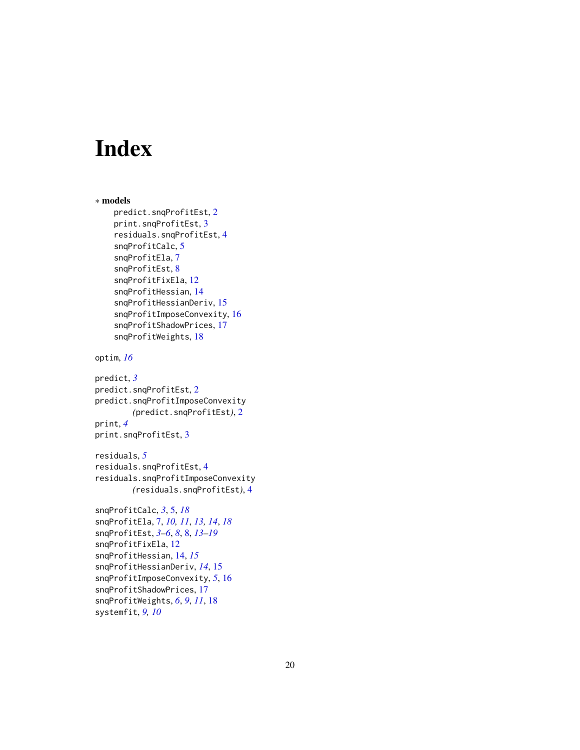# Index

∗ **models**

predict.snqProfitEst, 2
print.snqProfitEst, 3
residuals.snqProfitEst, 4
snqProfitCalc, 5
snqProfitEla, 7
snqProfitEst, 8
snqProfitFixEla, 12
snqProfitHessian, 14
snqProfitHessianDeriv, 15
snqProfitImposeConvexity, 16
snqProfitShadowPrices, 17
snqProfitWeights, 18

optim, *16*

predict, *3*
predict.snqProfitEst, 2
predict.snqProfitImposeConvexity
        (predict.snqProfitEst), 2
print, *4*
print.snqProfitEst, 3

residuals, *5*
residuals.snqProfitEst, 4
residuals.snqProfitImposeConvexity
        (residuals.snqProfitEst), 4

snqProfitCalc, *3*, 5, *18*
snqProfitEla, 7, *10, 11*, *13, 14*, *18*
snqProfitEst, *3–6*, *8*, 8, *13–19*
snqProfitFixEla, 12
snqProfitHessian, 14, *15*
snqProfitHessianDeriv, *14*, 15
snqProfitImposeConvexity, *5*, 16
snqProfitShadowPrices, 17
snqProfitWeights, *6*, *9*, *11*, 18
systemfit, *9, 10*